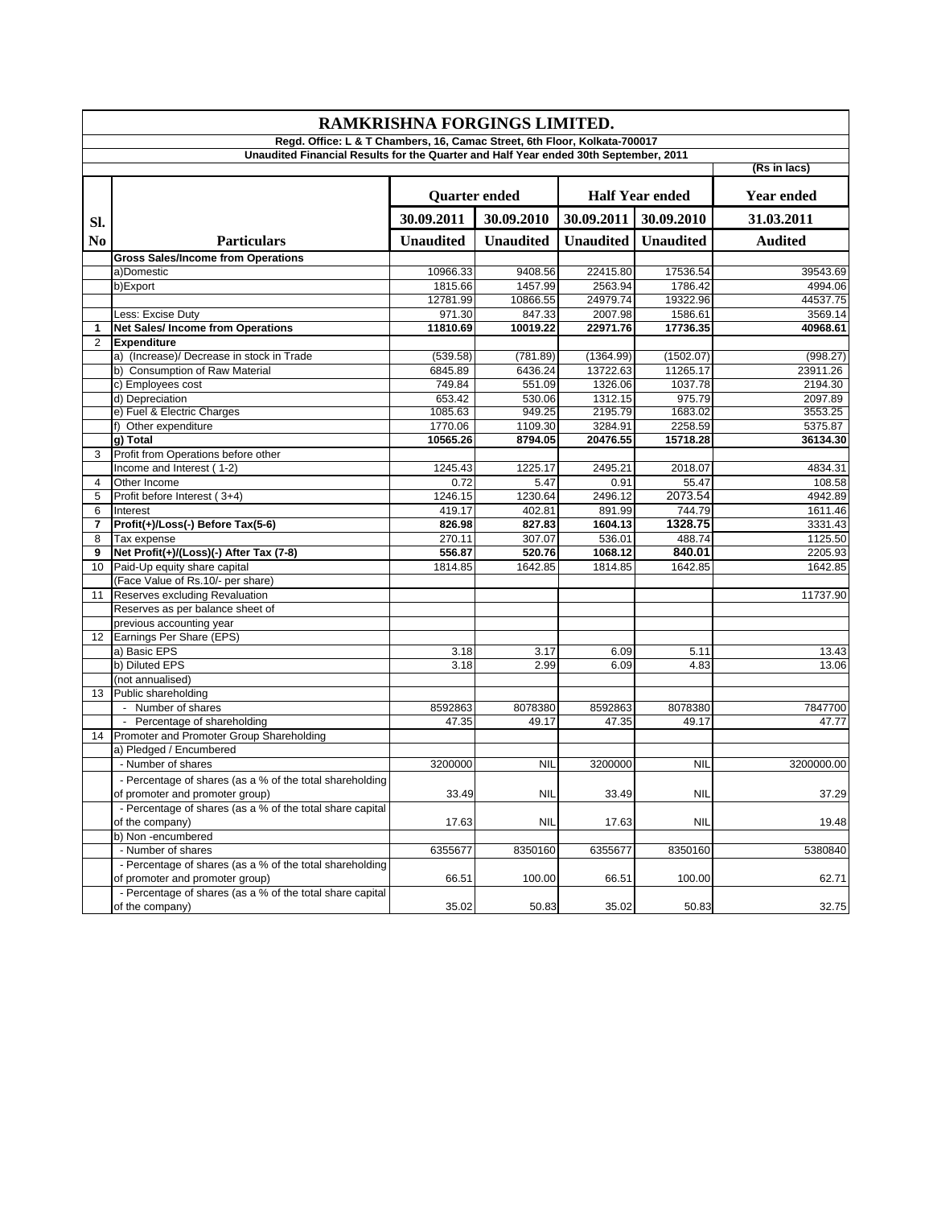# RAMKRISHNA FORGINGS LIMITED.

**Regd. Office: L & T Chambers, 16, Camac Street, 6th Floor, Kolkata-700017**

**Unaudited Financial Results for the Quarter and Half Year ended 30th September, 2011**

**(Rs in lacs)**

| Sl. No | Particulars | Quarter ended | | Half Year ended | | Year ended |
|---|---|---|---|---|---|---|
| | | 30.09.2011 | 30.09.2010 | 30.09.2011 | 30.09.2010 | 31.03.2011 |
| | | Unaudited | Unaudited | Unaudited | Unaudited | Audited |
| | **Gross Sales/Income from Operations** | | | | | |
| | a)Domestic | 10966.33 | 9408.56 | 22415.80 | 17536.54 | 39543.69 |
| | b)Export | 1815.66 | 1457.99 | 2563.94 | 1786.42 | 4994.06 |
| | | 12781.99 | 10866.55 | 24979.74 | 19322.96 | 44537.75 |
| | Less: Excise Duty | 971.30 | 847.33 | 2007.98 | 1586.61 | 3569.14 |
| **1** | **Net Sales/ Income from Operations** | **11810.69** | **10019.22** | **22971.76** | **17736.35** | **40968.61** |
| 2 | **Expenditure** | | | | | |
| | a) (Increase)/ Decrease in stock in Trade | (539.58) | (781.89) | (1364.99) | (1502.07) | (998.27) |
| | b) Consumption of Raw Material | 6845.89 | 6436.24 | 13722.63 | 11265.17 | 23911.26 |
| | c) Employees cost | 749.84 | 551.09 | 1326.06 | 1037.78 | 2194.30 |
| | d) Depreciation | 653.42 | 530.06 | 1312.15 | 975.79 | 2097.89 |
| | e) Fuel & Electric Charges | 1085.63 | 949.25 | 2195.79 | 1683.02 | 3553.25 |
| | f) Other expenditure | 1770.06 | 1109.30 | 3284.91 | 2258.59 | 5375.87 |
| | **g) Total** | **10565.26** | **8794.05** | **20476.55** | **15718.28** | **36134.30** |
| 3 | Profit from Operations before other Income and Interest ( 1-2) | 1245.43 | 1225.17 | 2495.21 | 2018.07 | 4834.31 |
| 4 | Other Income | 0.72 | 5.47 | 0.91 | 55.47 | 108.58 |
| 5 | Profit before Interest ( 3+4) | 1246.15 | 1230.64 | 2496.12 | 2073.54 | 4942.89 |
| 6 | Interest | 419.17 | 402.81 | 891.99 | 744.79 | 1611.46 |
| **7** | **Profit(+)/Loss(-) Before Tax(5-6)** | **826.98** | **827.83** | **1604.13** | **1328.75** | 3331.43 |
| 8 | Tax expense | 270.11 | 307.07 | 536.01 | 488.74 | 1125.50 |
| **9** | **Net Profit(+)/(Loss)(-) After Tax (7-8)** | **556.87** | **520.76** | **1068.12** | **840.01** | 2205.93 |
| 10 | Paid-Up equity share capital | 1814.85 | 1642.85 | 1814.85 | 1642.85 | 1642.85 |
| | (Face Value of Rs.10/- per share) | | | | | |
| 11 | Reserves excluding Revaluation | | | | | 11737.90 |
| | Reserves as per balance sheet of previous accounting year | | | | | |
| 12 | Earnings Per Share (EPS) | | | | | |
| | a) Basic EPS | 3.18 | 3.17 | 6.09 | 5.11 | 13.43 |
| | b) Diluted EPS | 3.18 | 2.99 | 6.09 | 4.83 | 13.06 |
| | (not annualised) | | | | | |
| 13 | Public shareholding | | | | | |
| | - Number of shares | 8592863 | 8078380 | 8592863 | 8078380 | 7847700 |
| | - Percentage of shareholding | 47.35 | 49.17 | 47.35 | 49.17 | 47.77 |
| 14 | Promoter and Promoter Group Shareholding | | | | | |
| | a) Pledged / Encumbered | | | | | |
| | - Number of shares | 3200000 | NIL | 3200000 | NIL | 3200000.00 |
| | - Percentage of shares (as a % of the total shareholding of promoter and promoter group) | 33.49 | NIL | 33.49 | NIL | 37.29 |
| | - Percentage of shares (as a % of the total share capital of the company) | 17.63 | NIL | 17.63 | NIL | 19.48 |
| | b) Non -encumbered | | | | | |
| | - Number of shares | 6355677 | 8350160 | 6355677 | 8350160 | 5380840 |
| | - Percentage of shares (as a % of the total shareholding of promoter and promoter group) | 66.51 | 100.00 | 66.51 | 100.00 | 62.71 |
| | - Percentage of shares (as a % of the total share capital of the company) | 35.02 | 50.83 | 35.02 | 50.83 | 32.75 |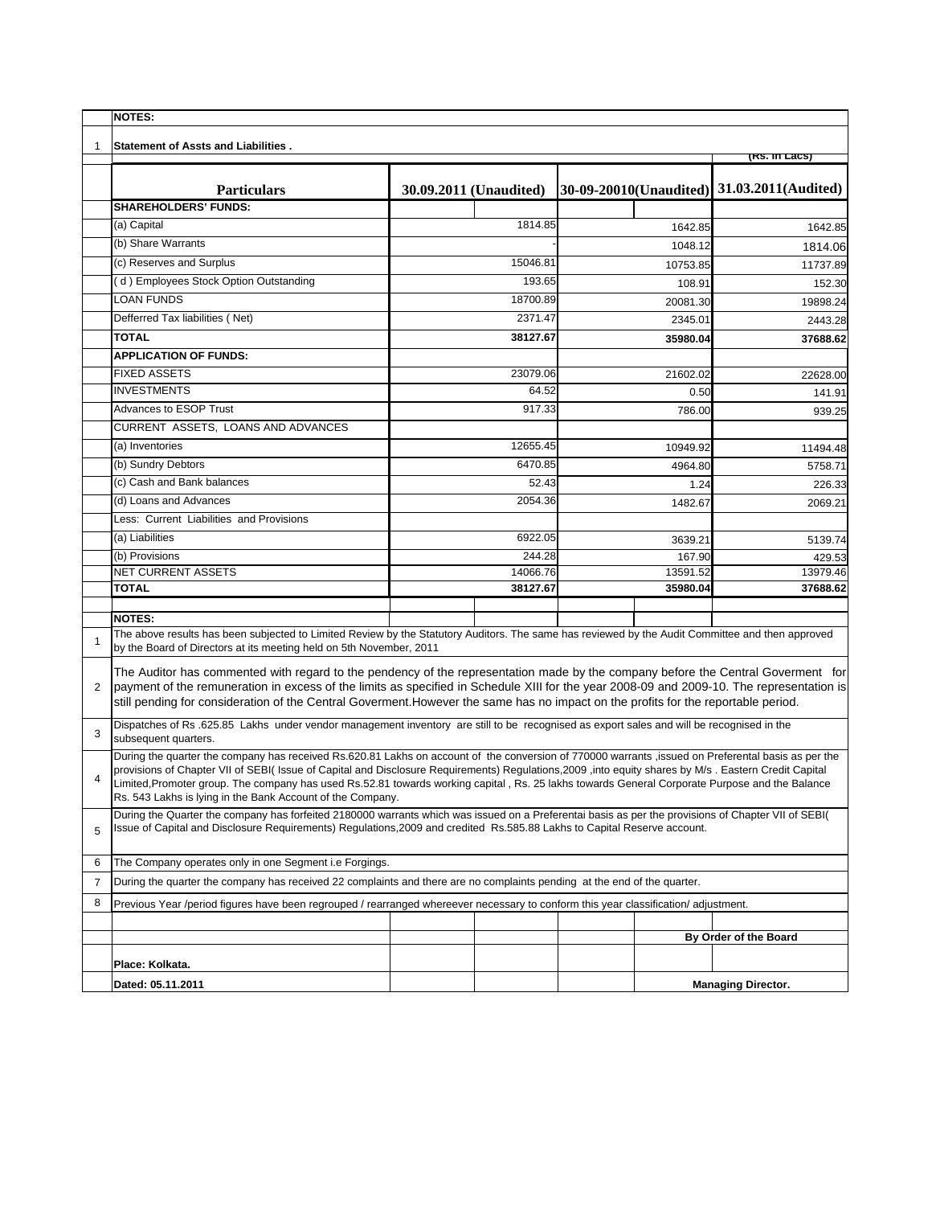**NOTES:**

1 **Statement of Assts and Liabilities .**

(Rs. in Lacs)

| Particulars | 30.09.2011 (Unaudited) | 30-09-20010(Unaudited) | 31.03.2011(Audited) |
|---|---|---|---|
| **SHAREHOLDERS' FUNDS:** | | | |
| (a) Capital | 1814.85 | 1642.85 | 1642.85 |
| (b) Share Warrants | - | 1048.12 | 1814.06 |
| (c) Reserves and Surplus | 15046.81 | 10753.85 | 11737.89 |
| ( d ) Employees Stock Option Outstanding | 193.65 | 108.91 | 152.30 |
| LOAN FUNDS | 18700.89 | 20081.30 | 19898.24 |
| Defferred Tax liabilities ( Net) | 2371.47 | 2345.01 | 2443.28 |
| **TOTAL** | **38127.67** | **35980.04** | **37688.62** |
| **APPLICATION OF FUNDS:** | | | |
| FIXED ASSETS | 23079.06 | 21602.02 | 22628.00 |
| INVESTMENTS | 64.52 | 0.50 | 141.91 |
| Advances to ESOP Trust | 917.33 | 786.00 | 939.25 |
| CURRENT ASSETS, LOANS AND ADVANCES | | | |
| (a) Inventories | 12655.45 | 10949.92 | 11494.48 |
| (b) Sundry Debtors | 6470.85 | 4964.80 | 5758.71 |
| (c) Cash and Bank balances | 52.43 | 1.24 | 226.33 |
| (d) Loans and Advances | 2054.36 | 1482.67 | 2069.21 |
| Less: Current Liabilities and Provisions | | | |
| (a) Liabilities | 6922.05 | 3639.21 | 5139.74 |
| (b) Provisions | 244.28 | 167.90 | 429.53 |
| NET CURRENT ASSETS | 14066.76 | 13591.52 | 13979.46 |
| **TOTAL** | **38127.67** | **35980.04** | **37688.62** |

**NOTES:**

1. The above results has been subjected to Limited Review by the Statutory Auditors. The same has reviewed by the Audit Committee and then approved by the Board of Directors at its meeting held on 5th November, 2011

2. The Auditor has commented with regard to the pendency of the representation made by the company before the Central Goverment for payment of the remuneration in excess of the limits as specified in Schedule XIII for the year 2008-09 and 2009-10. The representation is still pending for consideration of the Central Goverment.However the same has no impact on the profits for the reportable period.

3. Dispatches of Rs .625.85 Lakhs under vendor management inventory are still to be recognised as export sales and will be recognised in the subsequent quarters.

4. During the quarter the company has received Rs.620.81 Lakhs on account of the conversion of 770000 warrants ,issued on Preferential basis as per the provisions of Chapter VII of SEBI( Issue of Capital and Disclosure Requirements) Regulations,2009 ,into equity shares by M/s . Eastern Credit Capital Limited,Promoter group. The company has used Rs.52.81 towards working capital , Rs. 25 lakhs towards General Corporate Purpose and the Balance Rs. 543 Lakhs is lying in the Bank Account of the Company.

5. During the Quarter the company has forfeited 2180000 warrants which was issued on a Preferentai basis as per the provisions of Chapter VII of SEBI( Issue of Capital and Disclosure Requirements) Regulations,2009 and credited Rs.585.88 Lakhs to Capital Reserve account.

6. The Company operates only in one Segment i.e Forgings.

7. During the quarter the company has received 22 complaints and there are no complaints pending at the end of the quarter.

8. Previous Year /period figures have been regrouped / rearranged whereever necessary to conform this year classification/ adjustment.

**By Order of the Board**

**Place: Kolkata.**

**Dated: 05.11.2011**

**Managing Director.**